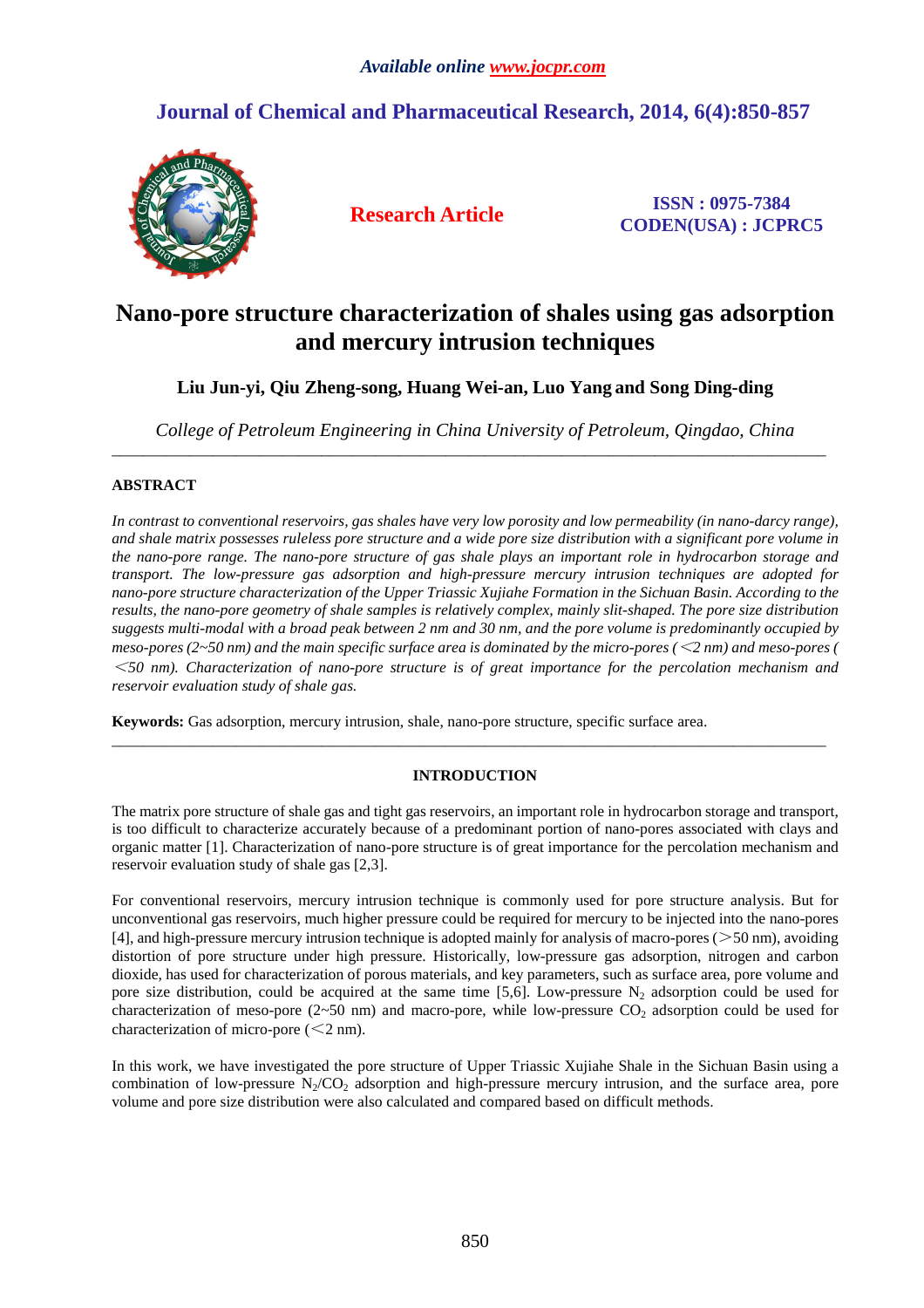*Available online www.jocpr.com*

## Journal of Chemical and Pharmaceutical Research, 2014, 6(4):850-857

**Research Article**

**ISSN : 0975-7384**
**CODEN(USA) : JCPRC5**

# Nano-pore structure characterization of shales using gas adsorption and mercury intrusion techniques

**Liu Jun-yi, Qiu Zheng-song, Huang Wei-an, Luo Yang and Song Ding-ding**

*College of Petroleum Engineering in China University of Petroleum, Qingdao, China*

---

## ABSTRACT

*In contrast to conventional reservoirs, gas shales have very low porosity and low permeability (in nano-darcy range), and shale matrix possesses ruleless pore structure and a wide pore size distribution with a significant pore volume in the nano-pore range. The nano-pore structure of gas shale plays an important role in hydrocarbon storage and transport. The low-pressure gas adsorption and high-pressure mercury intrusion techniques are adopted for nano-pore structure characterization of the Upper Triassic Xujiahe Formation in the Sichuan Basin. According to the results, the nano-pore geometry of shale samples is relatively complex, mainly slit-shaped. The pore size distribution suggests multi-modal with a broad peak between 2 nm and 30 nm, and the pore volume is predominantly occupied by meso-pores (2~50 nm) and the main specific surface area is dominated by the micro-pores (＜2 nm) and meso-pores (＜50 nm). Characterization of nano-pore structure is of great importance for the percolation mechanism and reservoir evaluation study of shale gas.*

**Keywords:** Gas adsorption, mercury intrusion, shale, nano-pore structure, specific surface area.

---

## INTRODUCTION

The matrix pore structure of shale gas and tight gas reservoirs, an important role in hydrocarbon storage and transport, is too difficult to characterize accurately because of a predominant portion of nano-pores associated with clays and organic matter [1]. Characterization of nano-pore structure is of great importance for the percolation mechanism and reservoir evaluation study of shale gas [2,3].

For conventional reservoirs, mercury intrusion technique is commonly used for pore structure analysis. But for unconventional gas reservoirs, much higher pressure could be required for mercury to be injected into the nano-pores [4], and high-pressure mercury intrusion technique is adopted mainly for analysis of macro-pores (＞50 nm), avoiding distortion of pore structure under high pressure. Historically, low-pressure gas adsorption, nitrogen and carbon dioxide, has used for characterization of porous materials, and key parameters, such as surface area, pore volume and pore size distribution, could be acquired at the same time [5,6]. Low-pressure $N_2$ adsorption could be used for characterization of meso-pore (2~50 nm) and macro-pore, while low-pressure $CO_2$ adsorption could be used for characterization of micro-pore (＜2 nm).

In this work, we have investigated the pore structure of Upper Triassic Xujiahe Shale in the Sichuan Basin using a combination of low-pressure $N_2$/$CO_2$ adsorption and high-pressure mercury intrusion, and the surface area, pore volume and pore size distribution were also calculated and compared based on difficult methods.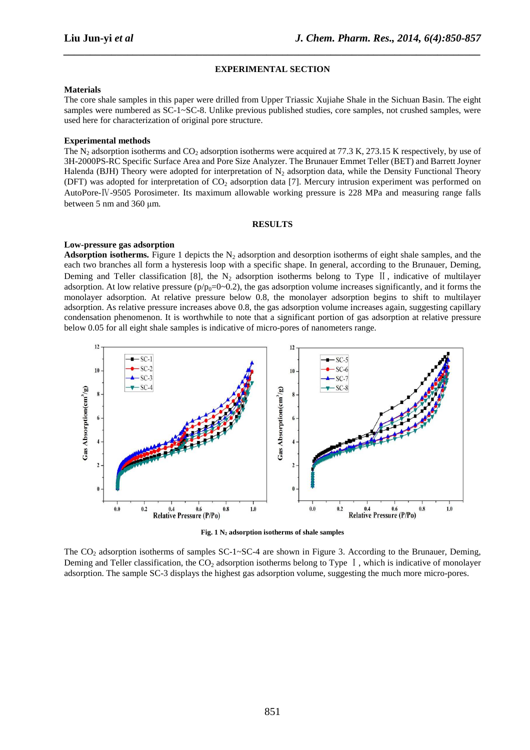## EXPERIMENTAL SECTION

### Materials

The core shale samples in this paper were drilled from Upper Triassic Xujiahe Shale in the Sichuan Basin. The eight samples were numbered as SC-1~SC-8. Unlike previous published studies, core samples, not crushed samples, were used here for characterization of original pore structure.

### Experimental methods

The $N_2$ adsorption isotherms and $CO_2$ adsorption isotherms were acquired at 77.3 K, 273.15 K respectively, by use of 3H-2000PS-RC Specific Surface Area and Pore Size Analyzer. The Brunauer Emmet Teller (BET) and Barrett Joyner Halenda (BJH) Theory were adopted for interpretation of $N_2$ adsorption data, while the Density Functional Theory (DFT) was adopted for interpretation of $CO_2$ adsorption data [7]. Mercury intrusion experiment was performed on AutoPore-Ⅳ-9505 Porosimeter. Its maximum allowable working pressure is 228 MPa and measuring range falls between 5 nm and 360 μm.

## RESULTS

### Low-pressure gas adsorption

**Adsorption isotherms.** Figure 1 depicts the $N_2$ adsorption and desorption isotherms of eight shale samples, and the each two branches all form a hysteresis loop with a specific shape. In general, according to the Brunauer, Deming, Deming and Teller classification [8], the $N_2$ adsorption isotherms belong to Type Ⅱ, indicative of multilayer adsorption. At low relative pressure ($p/p_0$=0~0.2), the gas adsorption volume increases significantly, and it forms the monolayer adsorption. At relative pressure below 0.8, the monolayer adsorption begins to shift to multilayer adsorption. As relative pressure increases above 0.8, the gas adsorption volume increases again, suggesting capillary condensation phenomenon. It is worthwhile to note that a significant portion of gas adsorption at relative pressure below 0.05 for all eight shale samples is indicative of micro-pores of nanometers range.

**Fig. 1 $N_2$ adsorption isotherms of shale samples**

The $CO_2$ adsorption isotherms of samples SC-1~SC-4 are shown in Figure 3. According to the Brunauer, Deming, Deming and Teller classification, the $CO_2$ adsorption isotherms belong to Type Ⅰ, which is indicative of monolayer adsorption. The sample SC-3 displays the highest gas adsorption volume, suggesting the much more micro-pores.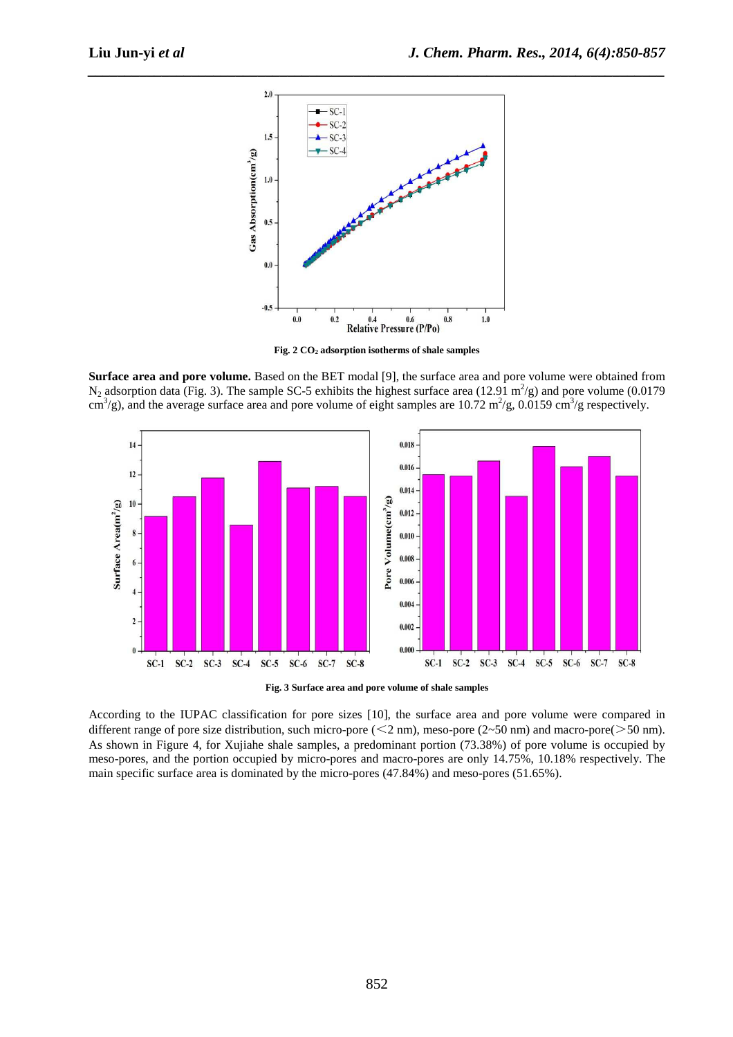Fig. 2 $CO_2$ adsorption isotherms of shale samples

**Surface area and pore volume.** Based on the BET modal [9], the surface area and pore volume were obtained from $N_2$ adsorption data (Fig. 3). The sample SC-5 exhibits the highest surface area (12.91 $m^2/g$) and pore volume (0.0179 $cm^3/g$), and the average surface area and pore volume of eight samples are 10.72 $m^2/g$, 0.0159 $cm^3/g$ respectively.

Fig. 3 Surface area and pore volume of shale samples

According to the IUPAC classification for pore sizes [10], the surface area and pore volume were compared in different range of pore size distribution, such micro-pore (<2 nm), meso-pore (2~50 nm) and macro-pore(>50 nm). As shown in Figure 4, for Xujiahe shale samples, a predominant portion (73.38%) of pore volume is occupied by meso-pores, and the portion occupied by micro-pores and macro-pores are only 14.75%, 10.18% respectively. The main specific surface area is dominated by the micro-pores (47.84%) and meso-pores (51.65%).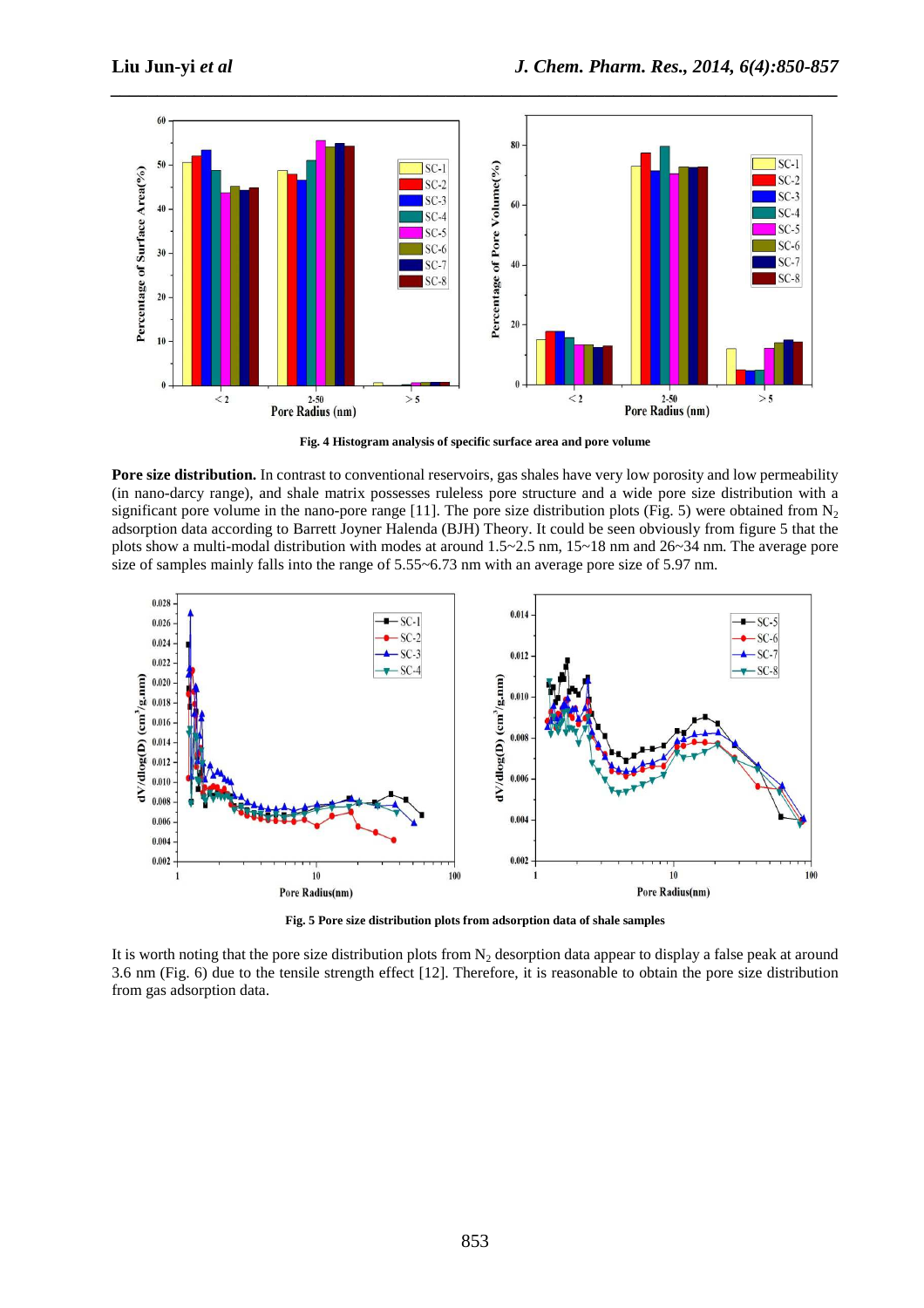Fig. 4 Histogram analysis of specific surface area and pore volume

**Pore size distribution.** In contrast to conventional reservoirs, gas shales have very low porosity and low permeability (in nano-darcy range), and shale matrix possesses ruleless pore structure and a wide pore size distribution with a significant pore volume in the nano-pore range [11]. The pore size distribution plots (Fig. 5) were obtained from $N_2$ adsorption data according to Barrett Joyner Halenda (BJH) Theory. It could be seen obviously from figure 5 that the plots show a multi-modal distribution with modes at around 1.5~2.5 nm, 15~18 nm and 26~34 nm. The average pore size of samples mainly falls into the range of 5.55~6.73 nm with an average pore size of 5.97 nm.

Fig. 5 Pore size distribution plots from adsorption data of shale samples

It is worth noting that the pore size distribution plots from $N_2$ desorption data appear to display a false peak at around 3.6 nm (Fig. 6) due to the tensile strength effect [12]. Therefore, it is reasonable to obtain the pore size distribution from gas adsorption data.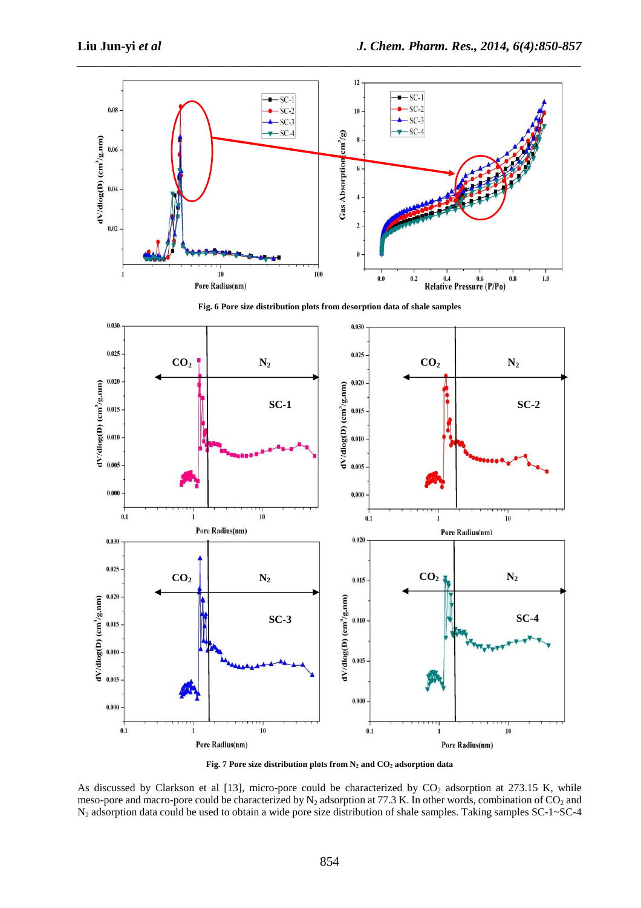Fig. 6 Pore size distribution plots from desorption data of shale samples

Fig. 7 Pore size distribution plots from $N_2$ and $CO_2$ adsorption data

As discussed by Clarkson et al [13], micro-pore could be characterized by $CO_2$ adsorption at 273.15 K, while meso-pore and macro-pore could be characterized by $N_2$ adsorption at 77.3 K. In other words, combination of $CO_2$ and $N_2$ adsorption data could be used to obtain a wide pore size distribution of shale samples. Taking samples SC-1~SC-4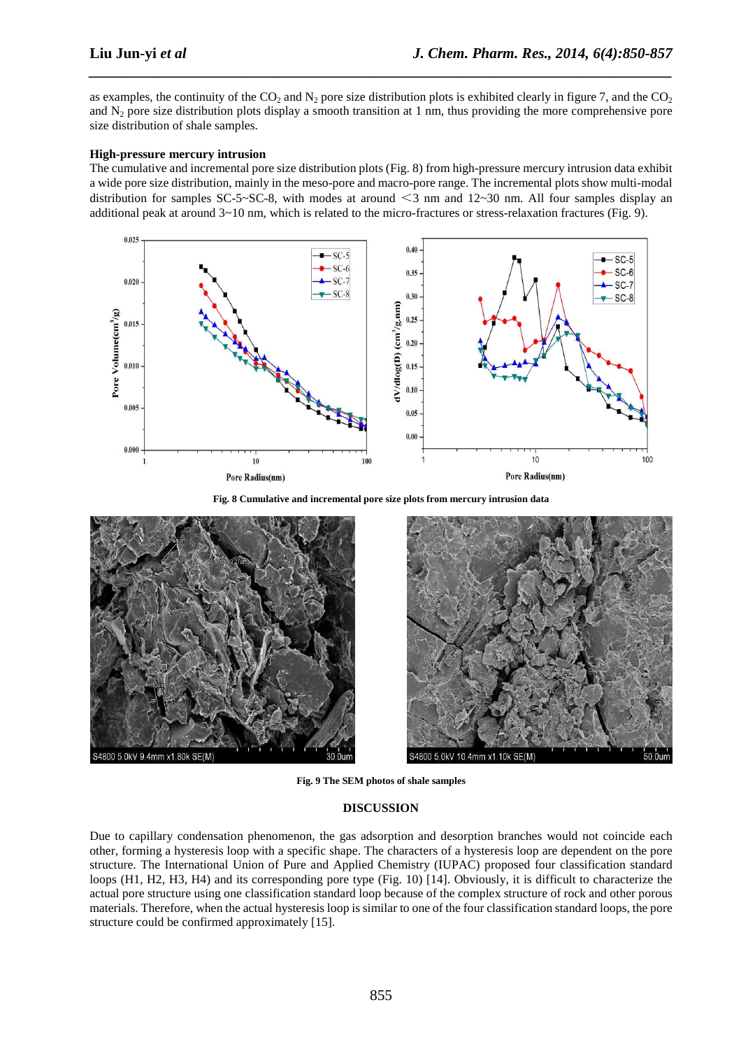as examples, the continuity of the $CO_2$ and $N_2$ pore size distribution plots is exhibited clearly in figure 7, and the $CO_2$ and $N_2$ pore size distribution plots display a smooth transition at 1 nm, thus providing the more comprehensive pore size distribution of shale samples.

**High-pressure mercury intrusion**

The cumulative and incremental pore size distribution plots (Fig. 8) from high-pressure mercury intrusion data exhibit a wide pore size distribution, mainly in the meso-pore and macro-pore range. The incremental plots show multi-modal distribution for samples SC-5~SC-8, with modes at around <3 nm and 12~30 nm. All four samples display an additional peak at around 3~10 nm, which is related to the micro-fractures or stress-relaxation fractures (Fig. 9).

**Fig. 8 Cumulative and incremental pore size plots from mercury intrusion data**

**Fig. 9 The SEM photos of shale samples**

## DISCUSSION

Due to capillary condensation phenomenon, the gas adsorption and desorption branches would not coincide each other, forming a hysteresis loop with a specific shape. The characters of a hysteresis loop are dependent on the pore structure. The International Union of Pure and Applied Chemistry (IUPAC) proposed four classification standard loops (H1, H2, H3, H4) and its corresponding pore type (Fig. 10) [14]. Obviously, it is difficult to characterize the actual pore structure using one classification standard loop because of the complex structure of rock and other porous materials. Therefore, when the actual hysteresis loop is similar to one of the four classification standard loops, the pore structure could be confirmed approximately [15].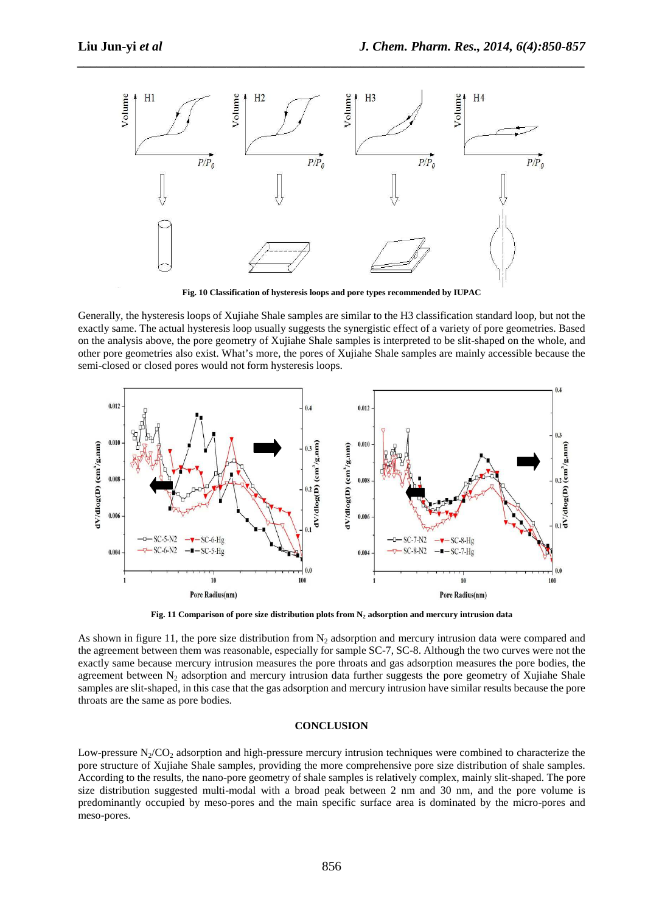Fig. 10 Classification of hysteresis loops and pore types recommended by IUPAC

Generally, the hysteresis loops of Xujiahe Shale samples are similar to the H3 classification standard loop, but not the exactly same. The actual hysteresis loop usually suggests the synergistic effect of a variety of pore geometries. Based on the analysis above, the pore geometry of Xujiahe Shale samples is interpreted to be slit-shaped on the whole, and other pore geometries also exist. What's more, the pores of Xujiahe Shale samples are mainly accessible because the semi-closed or closed pores would not form hysteresis loops.

Fig. 11 Comparison of pore size distribution plots from $N_2$ adsorption and mercury intrusion data

As shown in figure 11, the pore size distribution from $N_2$ adsorption and mercury intrusion data were compared and the agreement between them was reasonable, especially for sample SC-7, SC-8. Although the two curves were not the exactly same because mercury intrusion measures the pore throats and gas adsorption measures the pore bodies, the agreement between $N_2$ adsorption and mercury intrusion data further suggests the pore geometry of Xujiahe Shale samples are slit-shaped, in this case that the gas adsorption and mercury intrusion have similar results because the pore throats are the same as pore bodies.

## CONCLUSION

Low-pressure $N_2$/$CO_2$ adsorption and high-pressure mercury intrusion techniques were combined to characterize the pore structure of Xujiahe Shale samples, providing the more comprehensive pore size distribution of shale samples. According to the results, the nano-pore geometry of shale samples is relatively complex, mainly slit-shaped. The pore size distribution suggested multi-modal with a broad peak between 2 nm and 30 nm, and the pore volume is predominantly occupied by meso-pores and the main specific surface area is dominated by the micro-pores and meso-pores.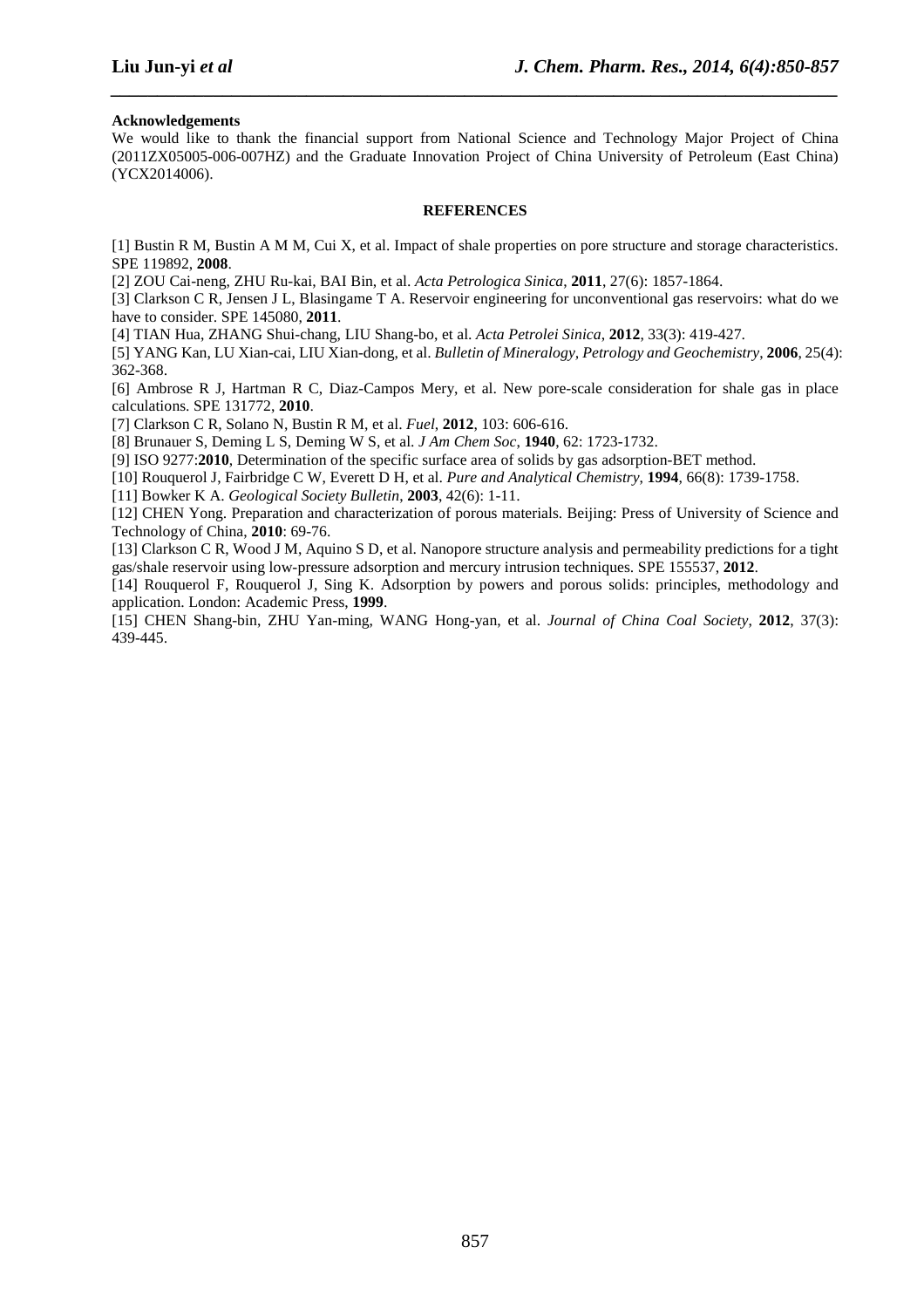**Acknowledgements**

We would like to thank the financial support from National Science and Technology Major Project of China (2011ZX05005-006-007HZ) and the Graduate Innovation Project of China University of Petroleum (East China) (YCX2014006).

## REFERENCES

[1] Bustin R M, Bustin A M M, Cui X, et al. Impact of shale properties on pore structure and storage characteristics. SPE 119892, **2008**.

[2] ZOU Cai-neng, ZHU Ru-kai, BAI Bin, et al. *Acta Petrologica Sinica*, **2011**, 27(6): 1857-1864.

[3] Clarkson C R, Jensen J L, Blasingame T A. Reservoir engineering for unconventional gas reservoirs: what do we have to consider. SPE 145080, **2011**.

[4] TIAN Hua, ZHANG Shui-chang, LIU Shang-bo, et al. *Acta Petrolei Sinica*, **2012**, 33(3): 419-427.

[5] YANG Kan, LU Xian-cai, LIU Xian-dong, et al. *Bulletin of Mineralogy, Petrology and Geochemistry*, **2006**, 25(4): 362-368.

[6] Ambrose R J, Hartman R C, Diaz-Campos Mery, et al. New pore-scale consideration for shale gas in place calculations. SPE 131772, **2010**.

[7] Clarkson C R, Solano N, Bustin R M, et al. *Fuel*, **2012**, 103: 606-616.

[8] Brunauer S, Deming L S, Deming W S, et al. *J Am Chem Soc*, **1940**, 62: 1723-1732.

[9] ISO 9277:**2010**, Determination of the specific surface area of solids by gas adsorption-BET method.

[10] Rouquerol J, Fairbridge C W, Everett D H, et al. *Pure and Analytical Chemistry*, **1994**, 66(8): 1739-1758.

[11] Bowker K A. *Geological Society Bulletin*, **2003**, 42(6): 1-11.

[12] CHEN Yong. Preparation and characterization of porous materials. Beijing: Press of University of Science and Technology of China, **2010**: 69-76.

[13] Clarkson C R, Wood J M, Aquino S D, et al. Nanopore structure analysis and permeability predictions for a tight gas/shale reservoir using low-pressure adsorption and mercury intrusion techniques. SPE 155537, **2012**.

[14] Rouquerol F, Rouquerol J, Sing K. Adsorption by powers and porous solids: principles, methodology and application. London: Academic Press, **1999**.

[15] CHEN Shang-bin, ZHU Yan-ming, WANG Hong-yan, et al. *Journal of China Coal Society*, **2012**, 37(3): 439-445.